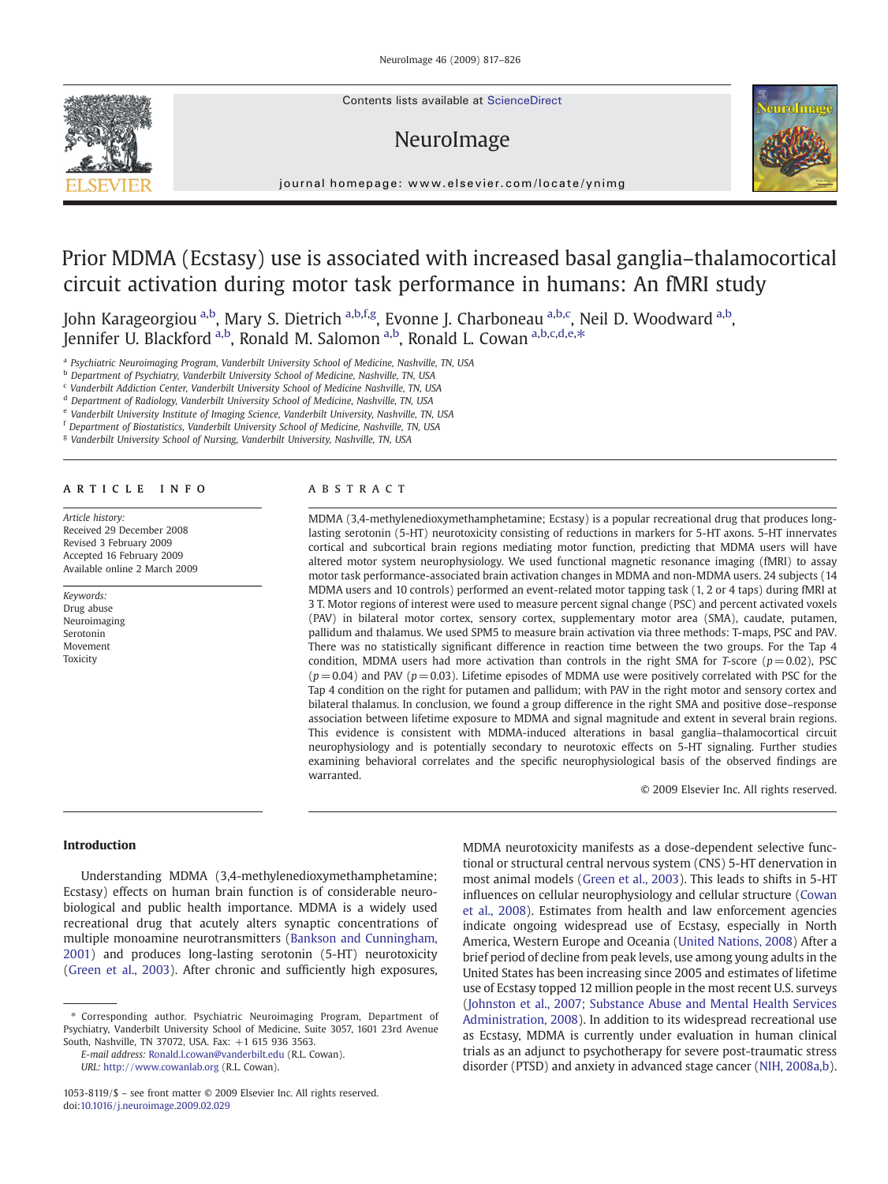Contents lists available at ScienceDirect

NeuroImage

journal homepage: www.elsevier.com/locate/ynimg

# Prior MDMA (Ecstasy) use is associated with increased basal ganglia–thalamocortical circuit activation during motor task performance in humans: An fMRI study

John Karageorgiou [a,b], Mary S. Dietrich [a,b,f,g], Evonne J. Charboneau [a,b,c], Neil D. Woodward [a,b], Jennifer U. Blackford [a,b], Ronald M. Salomon [a,b], Ronald L. Cowan [a,b,c,d,e,*]

[a] Psychiatric Neuroimaging Program, Vanderbilt University School of Medicine, Nashville, TN, USA
[b] Department of Psychiatry, Vanderbilt University School of Medicine, Nashville, TN, USA
[c] Vanderbilt Addiction Center, Vanderbilt University School of Medicine Nashville, TN, USA
[d] Department of Radiology, Vanderbilt University School of Medicine, Nashville, TN, USA
[e] Vanderbilt University Institute of Imaging Science, Vanderbilt University, Nashville, TN, USA
[f] Department of Biostatistics, Vanderbilt University School of Medicine, Nashville, TN, USA
[g] Vanderbilt University School of Nursing, Vanderbilt University, Nashville, TN, USA

## ARTICLE INFO

*Article history:*
Received 29 December 2008
Revised 3 February 2009
Accepted 16 February 2009
Available online 2 March 2009

*Keywords:*
Drug abuse
Neuroimaging
Serotonin
Movement
Toxicity

## ABSTRACT

MDMA (3,4-methylenedioxymethamphetamine; Ecstasy) is a popular recreational drug that produces long-lasting serotonin (5-HT) neurotoxicity consisting of reductions in markers for 5-HT axons. 5-HT innervates cortical and subcortical brain regions mediating motor function, predicting that MDMA users will have altered motor system neurophysiology. We used functional magnetic resonance imaging (fMRI) to assay motor task performance-associated brain activation changes in MDMA and non-MDMA users. 24 subjects (14 MDMA users and 10 controls) performed an event-related motor tapping task (1, 2 or 4 taps) during fMRI at 3 T. Motor regions of interest were used to measure percent signal change (PSC) and percent activated voxels (PAV) in bilateral motor cortex, sensory cortex, supplementary motor area (SMA), caudate, putamen, pallidum and thalamus. We used SPM5 to measure brain activation via three methods: T-maps, PSC and PAV. There was no statistically significant difference in reaction time between the two groups. For the Tap 4 condition, MDMA users had more activation than controls in the right SMA for *T*-score ($p = 0.02$), PSC ($p = 0.04$) and PAV ($p = 0.03$). Lifetime episodes of MDMA use were positively correlated with PSC for the Tap 4 condition on the right for putamen and pallidum; with PAV in the right motor and sensory cortex and bilateral thalamus. In conclusion, we found a group difference in the right SMA and positive dose–response association between lifetime exposure to MDMA and signal magnitude and extent in several brain regions. This evidence is consistent with MDMA-induced alterations in basal ganglia–thalamocortical circuit neurophysiology and is potentially secondary to neurotoxic effects on 5-HT signaling. Further studies examining behavioral correlates and the specific neurophysiological basis of the observed findings are warranted.

© 2009 Elsevier Inc. All rights reserved.

## Introduction

Understanding MDMA (3,4-methylenedioxymethamphetamine; Ecstasy) effects on human brain function is of considerable neurobiological and public health importance. MDMA is a widely used recreational drug that acutely alters synaptic concentrations of multiple monoamine neurotransmitters (Bankson and Cunningham, 2001) and produces long-lasting serotonin (5-HT) neurotoxicity (Green et al., 2003). After chronic and sufficiently high exposures, MDMA neurotoxicity manifests as a dose-dependent selective functional or structural central nervous system (CNS) 5-HT denervation in most animal models (Green et al., 2003). This leads to shifts in 5-HT influences on cellular neurophysiology and cellular structure (Cowan et al., 2008). Estimates from health and law enforcement agencies indicate ongoing widespread use of Ecstasy, especially in North America, Western Europe and Oceania (United Nations, 2008) After a brief period of decline from peak levels, use among young adults in the United States has been increasing since 2005 and estimates of lifetime use of Ecstasy topped 12 million people in the most recent U.S. surveys (Johnston et al., 2007; Substance Abuse and Mental Health Services Administration, 2008). In addition to its widespread recreational use as Ecstasy, MDMA is currently under evaluation in human clinical trials as an adjunct to psychotherapy for severe post-traumatic stress disorder (PTSD) and anxiety in advanced stage cancer (NIH, 2008a,b).

\* Corresponding author. Psychiatric Neuroimaging Program, Department of Psychiatry, Vanderbilt University School of Medicine, Suite 3057, 1601 23rd Avenue South, Nashville, TN 37072, USA. Fax: +1 615 936 3563.
*E-mail address:* Ronald.l.cowan@vanderbilt.edu (R.L. Cowan).
*URL:* http://www.cowanlab.org (R.L. Cowan).

1053-8119/$ – see front matter © 2009 Elsevier Inc. All rights reserved.
doi:10.1016/j.neuroimage.2009.02.029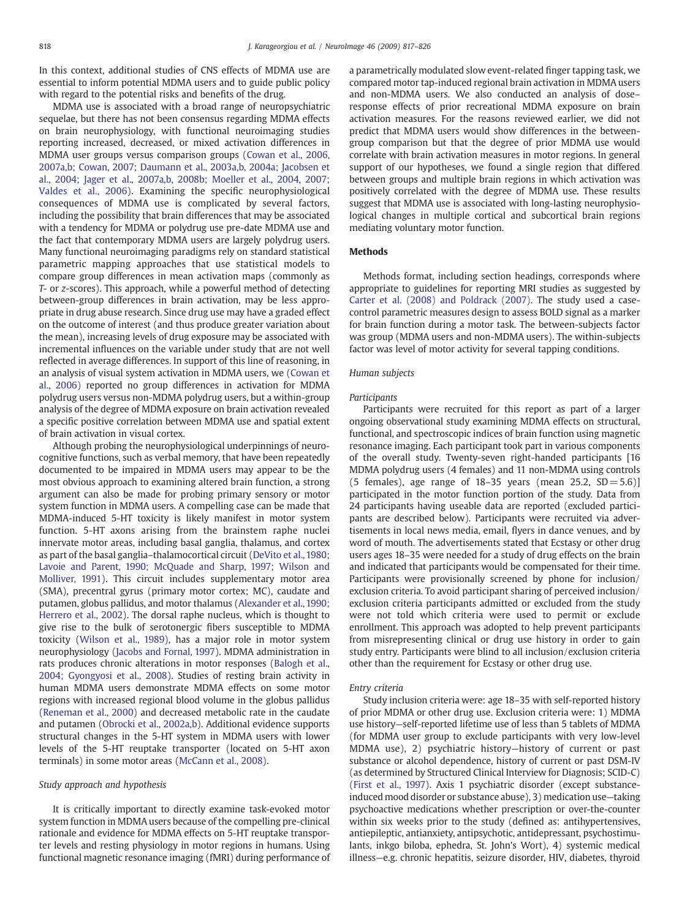In this context, additional studies of CNS effects of MDMA use are essential to inform potential MDMA users and to guide public policy with regard to the potential risks and benefits of the drug.

MDMA use is associated with a broad range of neuropsychiatric sequelae, but there has not been consensus regarding MDMA effects on brain neurophysiology, with functional neuroimaging studies reporting increased, decreased, or mixed activation differences in MDMA user groups versus comparison groups (Cowan et al., 2006, 2007a,b; Cowan, 2007; Daumann et al., 2003a,b, 2004a; Jacobsen et al., 2004; Jager et al., 2007a,b, 2008b; Moeller et al., 2004, 2007; Valdes et al., 2006). Examining the specific neurophysiological consequences of MDMA use is complicated by several factors, including the possibility that brain differences that may be associated with a tendency for MDMA or polydrug use pre-date MDMA use and the fact that contemporary MDMA users are largely polydrug users. Many functional neuroimaging paradigms rely on standard statistical parametric mapping approaches that use statistical models to compare group differences in mean activation maps (commonly as *T*- or *z*-scores). This approach, while a powerful method of detecting between-group differences in brain activation, may be less appropriate in drug abuse research. Since drug use may have a graded effect on the outcome of interest (and thus produce greater variation about the mean), increasing levels of drug exposure may be associated with incremental influences on the variable under study that are not well reflected in average differences. In support of this line of reasoning, in an analysis of visual system activation in MDMA users, we (Cowan et al., 2006) reported no group differences in activation for MDMA polydrug users versus non-MDMA polydrug users, but a within-group analysis of the degree of MDMA exposure on brain activation revealed a specific positive correlation between MDMA use and spatial extent of brain activation in visual cortex.

Although probing the neurophysiological underpinnings of neurocognitive functions, such as verbal memory, that have been repeatedly documented to be impaired in MDMA users may appear to be the most obvious approach to examining altered brain function, a strong argument can also be made for probing primary sensory or motor system function in MDMA users. A compelling case can be made that MDMA-induced 5-HT toxicity is likely manifest in motor system function. 5-HT axons arising from the brainstem raphe nuclei innervate motor areas, including basal ganglia, thalamus, and cortex as part of the basal ganglia–thalamocortical circuit (DeVito et al., 1980; Lavoie and Parent, 1990; McQuade and Sharp, 1997; Wilson and Molliver, 1991). This circuit includes supplementary motor area (SMA), precentral gyrus (primary motor cortex; MC), caudate and putamen, globus pallidus, and motor thalamus (Alexander et al., 1990; Herrero et al., 2002). The dorsal raphe nucleus, which is thought to give rise to the bulk of serotonergic fibers susceptible to MDMA toxicity (Wilson et al., 1989), has a major role in motor system neurophysiology (Jacobs and Fornal, 1997). MDMA administration in rats produces chronic alterations in motor responses (Balogh et al., 2004; Gyongyosi et al., 2008). Studies of resting brain activity in human MDMA users demonstrate MDMA effects on some motor regions with increased regional blood volume in the globus pallidus (Reneman et al., 2000) and decreased metabolic rate in the caudate and putamen (Obrocki et al., 2002a,b). Additional evidence supports structural changes in the 5-HT system in MDMA users with lower levels of the 5-HT reuptake transporter (located on 5-HT axon terminals) in some motor areas (McCann et al., 2008).

### Study approach and hypothesis

It is critically important to directly examine task-evoked motor system function in MDMA users because of the compelling pre-clinical rationale and evidence for MDMA effects on 5-HT reuptake transporter levels and resting physiology in motor regions in humans. Using functional magnetic resonance imaging (fMRI) during performance of a parametrically modulated slow event-related finger tapping task, we compared motor tap-induced regional brain activation in MDMA users and non-MDMA users. We also conducted an analysis of dose–response effects of prior recreational MDMA exposure on brain activation measures. For the reasons reviewed earlier, we did not predict that MDMA users would show differences in the between-group comparison but that the degree of prior MDMA use would correlate with brain activation measures in motor regions. In general support of our hypotheses, we found a single region that differed between groups and multiple brain regions in which activation was positively correlated with the degree of MDMA use. These results suggest that MDMA use is associated with long-lasting neurophysiological changes in multiple cortical and subcortical brain regions mediating voluntary motor function.

## Methods

Methods format, including section headings, corresponds where appropriate to guidelines for reporting MRI studies as suggested by Carter et al. (2008) and Poldrack (2007). The study used a case-control parametric measures design to assess BOLD signal as a marker for brain function during a motor task. The between-subjects factor was group (MDMA users and non-MDMA users). The within-subjects factor was level of motor activity for several tapping conditions.

### Human subjects

#### Participants

Participants were recruited for this report as part of a larger ongoing observational study examining MDMA effects on structural, functional, and spectroscopic indices of brain function using magnetic resonance imaging. Each participant took part in various components of the overall study. Twenty-seven right-handed participants [16 MDMA polydrug users (4 females) and 11 non-MDMA using controls (5 females), age range of 18–35 years (mean 25.2, SD = 5.6)] participated in the motor function portion of the study. Data from 24 participants having useable data are reported (excluded participants are described below). Participants were recruited via advertisements in local news media, email, flyers in dance venues, and by word of mouth. The advertisements stated that Ecstasy or other drug users ages 18–35 were needed for a study of drug effects on the brain and indicated that participants would be compensated for their time. Participants were provisionally screened by phone for inclusion/exclusion criteria. To avoid participant sharing of perceived inclusion/exclusion criteria participants admitted or excluded from the study were not told which criteria were used to permit or exclude enrollment. This approach was adopted to help prevent participants from misrepresenting clinical or drug use history in order to gain study entry. Participants were blind to all inclusion/exclusion criteria other than the requirement for Ecstasy or other drug use.

#### Entry criteria

Study inclusion criteria were: age 18–35 with self-reported history of prior MDMA or other drug use. Exclusion criteria were: 1) MDMA use history—self-reported lifetime use of less than 5 tablets of MDMA (for MDMA user group to exclude participants with very low-level MDMA use), 2) psychiatric history—history of current or past substance or alcohol dependence, history of current or past DSM-IV (as determined by Structured Clinical Interview for Diagnosis; SCID-C) (First et al., 1997). Axis 1 psychiatric disorder (except substance-induced mood disorder or substance abuse), 3) medication use—taking psychoactive medications whether prescription or over-the-counter within six weeks prior to the study (defined as: antihypertensives, antiepileptic, antianxiety, antipsychotic, antidepressant, psychostimulants, inkgo biloba, ephedra, St. John's Wort), 4) systemic medical illness—e.g. chronic hepatitis, seizure disorder, HIV, diabetes, thyroid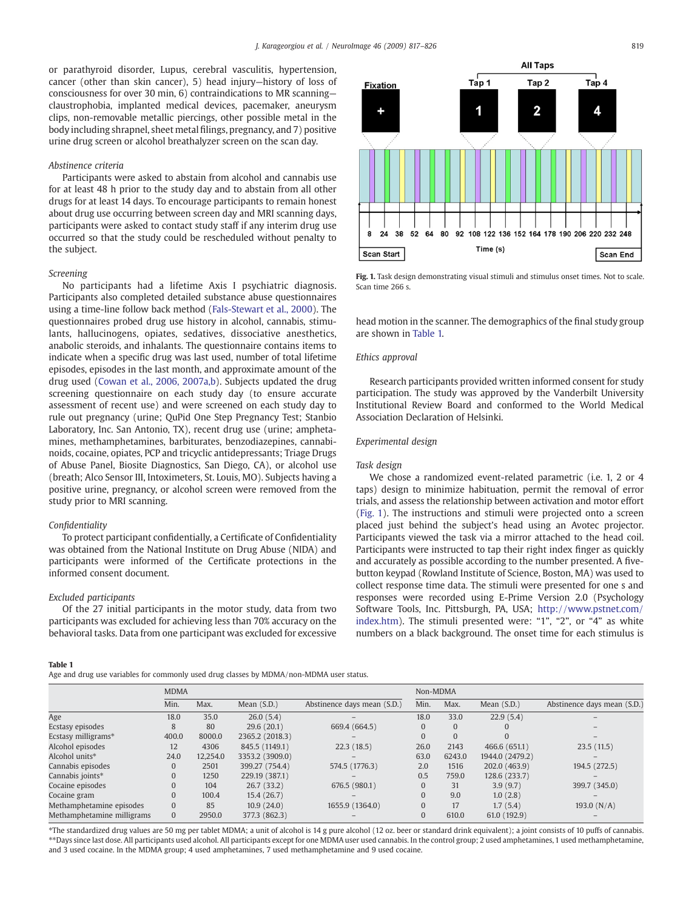or parathyroid disorder, Lupus, cerebral vasculitis, hypertension, cancer (other than skin cancer), 5) head injury—history of loss of consciousness for over 30 min, 6) contraindications to MR scanning—claustrophobia, implanted medical devices, pacemaker, aneurysm clips, non-removable metallic piercings, other possible metal in the body including shrapnel, sheet metal filings, pregnancy, and 7) positive urine drug screen or alcohol breathalyzer screen on the scan day.

*Abstinence criteria*

Participants were asked to abstain from alcohol and cannabis use for at least 48 h prior to the study day and to abstain from all other drugs for at least 14 days. To encourage participants to remain honest about drug use occurring between screen day and MRI scanning days, participants were asked to contact study staff if any interim drug use occurred so that the study could be rescheduled without penalty to the subject.

*Screening*

No participants had a lifetime Axis I psychiatric diagnosis. Participants also completed detailed substance abuse questionnaires using a time-line follow back method (Fals-Stewart et al., 2000). The questionnaires probed drug use history in alcohol, cannabis, stimulants, hallucinogens, opiates, sedatives, dissociative anesthetics, anabolic steroids, and inhalants. The questionnaire contains items to indicate when a specific drug was last used, number of total lifetime episodes, episodes in the last month, and approximate amount of the drug used (Cowan et al., 2006, 2007a,b). Subjects updated the drug screening questionnaire on each study day (to ensure accurate assessment of recent use) and were screened on each study day to rule out pregnancy (urine; QuPid One Step Pregnancy Test; Stanbio Laboratory, Inc. San Antonio, TX), recent drug use (urine; amphetamines, methamphetamines, barbiturates, benzodiazepines, cannabinoids, cocaine, opiates, PCP and tricyclic antidepressants; Triage Drugs of Abuse Panel, Biosite Diagnostics, San Diego, CA), or alcohol use (breath; Alco Sensor III, Intoximeters, St. Louis, MO). Subjects having a positive urine, pregnancy, or alcohol screen were removed from the study prior to MRI scanning.

*Confidentiality*

To protect participant confidentially, a Certificate of Confidentiality was obtained from the National Institute on Drug Abuse (NIDA) and participants were informed of the Certificate protections in the informed consent document.

*Excluded participants*

Of the 27 initial participants in the motor study, data from two participants was excluded for achieving less than 70% accuracy on the behavioral tasks. Data from one participant was excluded for excessive head motion in the scanner. The demographics of the final study group are shown in Table 1.

All Taps
Fixation
Tap 1
Tap 2
Tap 4
+
1
2
4
8 24 38 52 64 80 92 108 122 136 152 164 178 190 206 220 232 248
Time (s)
Scan Start
Scan End

**Fig. 1.** Task design demonstrating visual stimuli and stimulus onset times. Not to scale. Scan time 266 s.

*Ethics approval*

Research participants provided written informed consent for study participation. The study was approved by the Vanderbilt University Institutional Review Board and conformed to the World Medical Association Declaration of Helsinki.

*Experimental design*

*Task design*

We chose a randomized event-related parametric (i.e. 1, 2 or 4 taps) design to minimize habituation, permit the removal of error trials, and assess the relationship between activation and motor effort (Fig. 1). The instructions and stimuli were projected onto a screen placed just behind the subject's head using an Avotec projector. Participants viewed the task via a mirror attached to the head coil. Participants were instructed to tap their right index finger as quickly and accurately as possible according to the number presented. A five-button keypad (Rowland Institute of Science, Boston, MA) was used to collect response time data. The stimuli were presented for one s and responses were recorded using E-Prime Version 2.0 (Psychology Software Tools, Inc. Pittsburgh, PA, USA; http://www.pstnet.com/index.htm). The stimuli presented were: "1", "2", or "4" as white numbers on a black background. The onset time for each stimulus is

**Table 1**
Age and drug use variables for commonly used drug classes by MDMA/non-MDMA user status.

| | MDMA | | | | Non-MDMA | | | |
|---|---|---|---|---|---|---|---|---|
| | Min. | Max. | Mean (S.D.) | Abstinence days mean (S.D.) | Min. | Max. | Mean (S.D.) | Abstinence days mean (S.D.) |
| Age | 18.0 | 35.0 | 26.0 (5.4) | – | 18.0 | 33.0 | 22.9 (5.4) | – |
| Ecstasy episodes | 8 | 80 | 29.6 (20.1) | 669.4 (664.5) | 0 | 0 | 0 | – |
| Ecstasy milligrams* | 400.0 | 8000.0 | 2365.2 (2018.3) | – | 0 | 0 | 0 | – |
| Alcohol episodes | 12 | 4306 | 845.5 (1149.1) | 22.3 (18.5) | 26.0 | 2143 | 466.6 (651.1) | 23.5 (11.5) |
| Alcohol units* | 24.0 | 12,254.0 | 3353.2 (3909.0) | – | 63.0 | 6243.0 | 1944.0 (2479.2) | – |
| Cannabis episodes | 0 | 2501 | 399.27 (754.4) | 574.5 (1776.3) | 2.0 | 1516 | 202.0 (463.9) | 194.5 (272.5) |
| Cannabis joints* | 0 | 1250 | 229.19 (387.1) | – | 0.5 | 759.0 | 128.6 (233.7) | – |
| Cocaine episodes | 0 | 104 | 26.7 (33.2) | 676.5 (980.1) | 0 | 31 | 3.9 (9.7) | 399.7 (345.0) |
| Cocaine gram | 0 | 100.4 | 15.4 (26.7) | – | 0 | 9.0 | 1.0 (2.8) | – |
| Methamphetamine episodes | 0 | 85 | 10.9 (24.0) | 1655.9 (1364.0) | 0 | 17 | 1.7 (5.4) | 193.0 (N/A) |
| Methamphetamine milligrams | 0 | 2950.0 | 377.3 (862.3) | – | 0 | 610.0 | 61.0 (192.9) | – |

*The standardized drug values are 50 mg per tablet MDMA; a unit of alcohol is 14 g pure alcohol (12 oz. beer or standard drink equivalent); a joint consists of 10 puffs of cannabis.
**Days since last dose. All participants used alcohol. All participants except for one MDMA user used cannabis. In the control group; 2 used amphetamines, 1 used methamphetamine, and 3 used cocaine. In the MDMA group; 4 used amphetamines, 7 used methamphetamine and 9 used cocaine.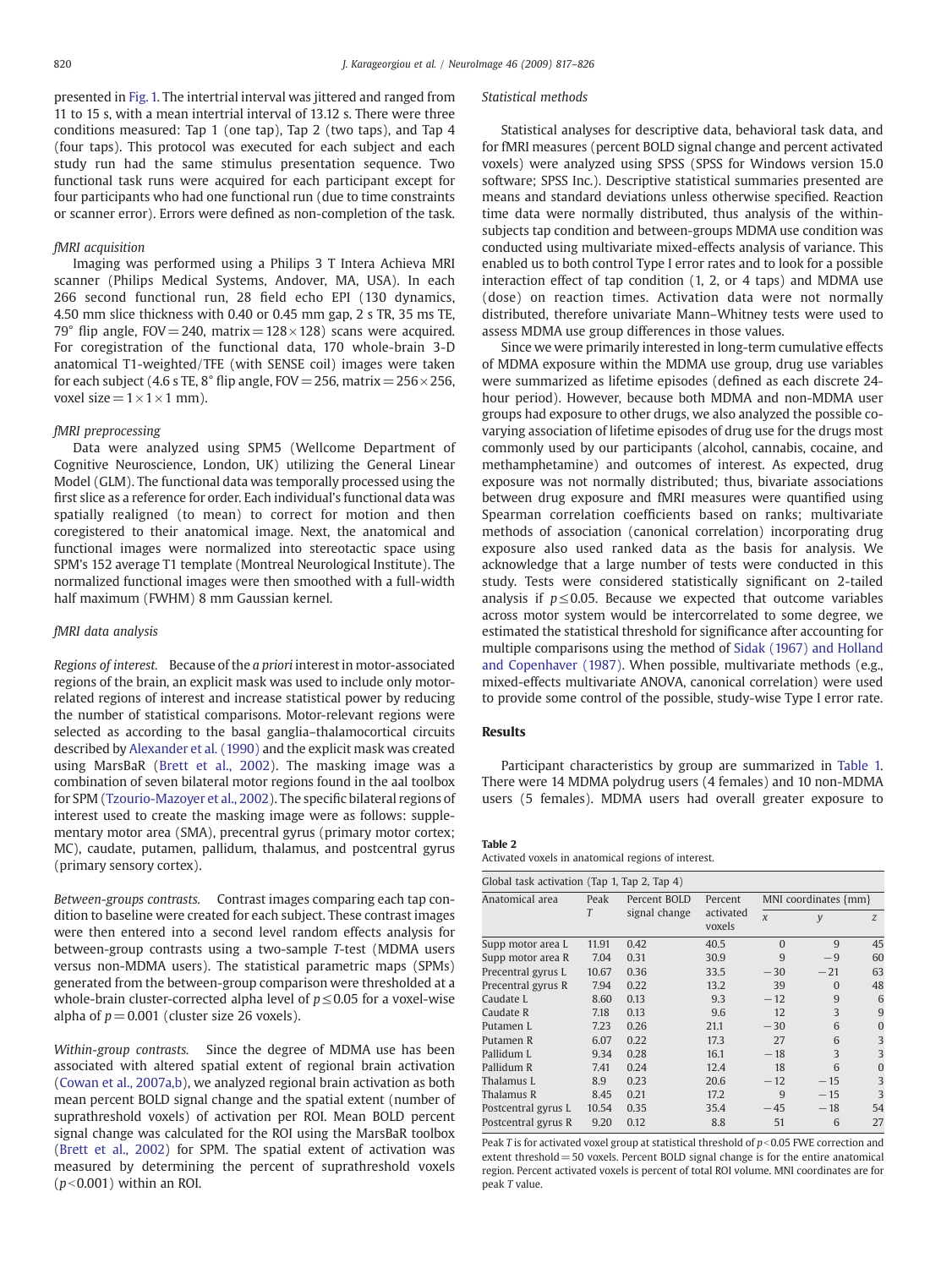presented in Fig. 1. The intertrial interval was jittered and ranged from 11 to 15 s, with a mean intertrial interval of 13.12 s. There were three conditions measured: Tap 1 (one tap), Tap 2 (two taps), and Tap 4 (four taps). This protocol was executed for each subject and each study run had the same stimulus presentation sequence. Two functional task runs were acquired for each participant except for four participants who had one functional run (due to time constraints or scanner error). Errors were defined as non-completion of the task.

*fMRI acquisition*

Imaging was performed using a Philips 3 T Intera Achieva MRI scanner (Philips Medical Systems, Andover, MA, USA). In each 266 second functional run, 28 field echo EPI (130 dynamics, 4.50 mm slice thickness with 0.40 or 0.45 mm gap, 2 s TR, 35 ms TE, 79° flip angle, FOV = 240, matrix = 128 × 128) scans were acquired. For coregistration of the functional data, 170 whole-brain 3-D anatomical T1-weighted/TFE (with SENSE coil) images were taken for each subject (4.6 s TE, 8° flip angle, FOV = 256, matrix = 256 × 256, voxel size = 1 × 1 × 1 mm).

*fMRI preprocessing*

Data were analyzed using SPM5 (Wellcome Department of Cognitive Neuroscience, London, UK) utilizing the General Linear Model (GLM). The functional data was temporally processed using the first slice as a reference for order. Each individual's functional data was spatially realigned (to mean) to correct for motion and then coregistered to their anatomical image. Next, the anatomical and functional images were normalized into stereotactic space using SPM's 152 average T1 template (Montreal Neurological Institute). The normalized functional images were then smoothed with a full-width half maximum (FWHM) 8 mm Gaussian kernel.

*fMRI data analysis*

*Regions of interest.* Because of the *a priori* interest in motor-associated regions of the brain, an explicit mask was used to include only motor-related regions of interest and increase statistical power by reducing the number of statistical comparisons. Motor-relevant regions were selected as according to the basal ganglia–thalamocortical circuits described by Alexander et al. (1990) and the explicit mask was created using MarsBaR (Brett et al., 2002). The masking image was a combination of seven bilateral motor regions found in the aal toolbox for SPM (Tzourio-Mazoyer et al., 2002). The specific bilateral regions of interest used to create the masking image were as follows: supplementary motor area (SMA), precentral gyrus (primary motor cortex; MC), caudate, putamen, pallidum, thalamus, and postcentral gyrus (primary sensory cortex).

*Between-groups contrasts.* Contrast images comparing each tap condition to baseline were created for each subject. These contrast images were then entered into a second level random effects analysis for between-group contrasts using a two-sample *T*-test (MDMA users versus non-MDMA users). The statistical parametric maps (SPMs) generated from the between-group comparison were thresholded at a whole-brain cluster-corrected alpha level of $p \leq 0.05$ for a voxel-wise alpha of $p = 0.001$ (cluster size 26 voxels).

*Within-group contrasts.* Since the degree of MDMA use has been associated with altered spatial extent of regional brain activation (Cowan et al., 2007a,b), we analyzed regional brain activation as both mean percent BOLD signal change and the spatial extent (number of suprathreshold voxels) of activation per ROI. Mean BOLD percent signal change was calculated for the ROI using the MarsBaR toolbox (Brett et al., 2002) for SPM. The spatial extent of activation was measured by determining the percent of suprathreshold voxels ($p < 0.001$) within an ROI.

*Statistical methods*

Statistical analyses for descriptive data, behavioral task data, and for fMRI measures (percent BOLD signal change and percent activated voxels) were analyzed using SPSS (SPSS for Windows version 15.0 software; SPSS Inc.). Descriptive statistical summaries presented are means and standard deviations unless otherwise specified. Reaction time data were normally distributed, thus analysis of the within-subjects tap condition and between-groups MDMA use condition was conducted using multivariate mixed-effects analysis of variance. This enabled us to both control Type I error rates and to look for a possible interaction effect of tap condition (1, 2, or 4 taps) and MDMA use (dose) on reaction times. Activation data were not normally distributed, therefore univariate Mann–Whitney tests were used to assess MDMA use group differences in those values.

Since we were primarily interested in long-term cumulative effects of MDMA exposure within the MDMA use group, drug use variables were summarized as lifetime episodes (defined as each discrete 24-hour period). However, because both MDMA and non-MDMA user groups had exposure to other drugs, we also analyzed the possible co-varying association of lifetime episodes of drug use for the drugs most commonly used by our participants (alcohol, cannabis, cocaine, and methamphetamine) and outcomes of interest. As expected, drug exposure was not normally distributed; thus, bivariate associations between drug exposure and fMRI measures were quantified using Spearman correlation coefficients based on ranks; multivariate methods of association (canonical correlation) incorporating drug exposure also used ranked data as the basis for analysis. We acknowledge that a large number of tests were conducted in this study. Tests were considered statistically significant on 2-tailed analysis if $p \leq 0.05$. Because we expected that outcome variables across motor system would be intercorrelated to some degree, we estimated the statistical threshold for significance after accounting for multiple comparisons using the method of Sidak (1967) and Holland and Copenhaver (1987). When possible, multivariate methods (e.g., mixed-effects multivariate ANOVA, canonical correlation) were used to provide some control of the possible, study-wise Type I error rate.

## Results

Participant characteristics by group are summarized in Table 1. There were 14 MDMA polydrug users (4 females) and 10 non-MDMA users (5 females). MDMA users had overall greater exposure to

**Table 2**
Activated voxels in anatomical regions of interest.

| Global task activation (Tap 1, Tap 2, Tap 4) | | | | | | |
|---|---|---|---|---|---|---|
| Anatomical area | Peak *T* | Percent BOLD signal change | Percent activated voxels | MNI coordinates (mm) | | |
| | | | | *x* | *y* | *z* |
| Supp motor area L | 11.91 | 0.42 | 40.5 | 0 | 9 | 45 |
| Supp motor area R | 7.04 | 0.31 | 30.9 | 9 | −9 | 60 |
| Precentral gyrus L | 10.67 | 0.36 | 33.5 | −30 | −21 | 63 |
| Precentral gyrus R | 7.94 | 0.22 | 13.2 | 39 | 0 | 48 |
| Caudate L | 8.60 | 0.13 | 9.3 | −12 | 9 | 6 |
| Caudate R | 7.18 | 0.13 | 9.6 | 12 | 3 | 9 |
| Putamen L | 7.23 | 0.26 | 21.1 | −30 | 6 | 0 |
| Putamen R | 6.07 | 0.22 | 17.3 | 27 | 6 | 3 |
| Pallidum L | 9.34 | 0.28 | 16.1 | −18 | 3 | 3 |
| Pallidum R | 7.41 | 0.24 | 12.4 | 18 | 6 | 0 |
| Thalamus L | 8.9 | 0.23 | 20.6 | −12 | −15 | 3 |
| Thalamus R | 8.45 | 0.21 | 17.2 | 9 | −15 | 3 |
| Postcentral gyrus L | 10.54 | 0.35 | 35.4 | −45 | −18 | 54 |
| Postcentral gyrus R | 9.20 | 0.12 | 8.8 | 51 | 6 | 27 |

Peak *T* is for activated voxel group at statistical threshold of $p < 0.05$ FWE correction and extent threshold = 50 voxels. Percent BOLD signal change is for the entire anatomical region. Percent activated voxels is percent of total ROI volume. MNI coordinates are for peak *T* value.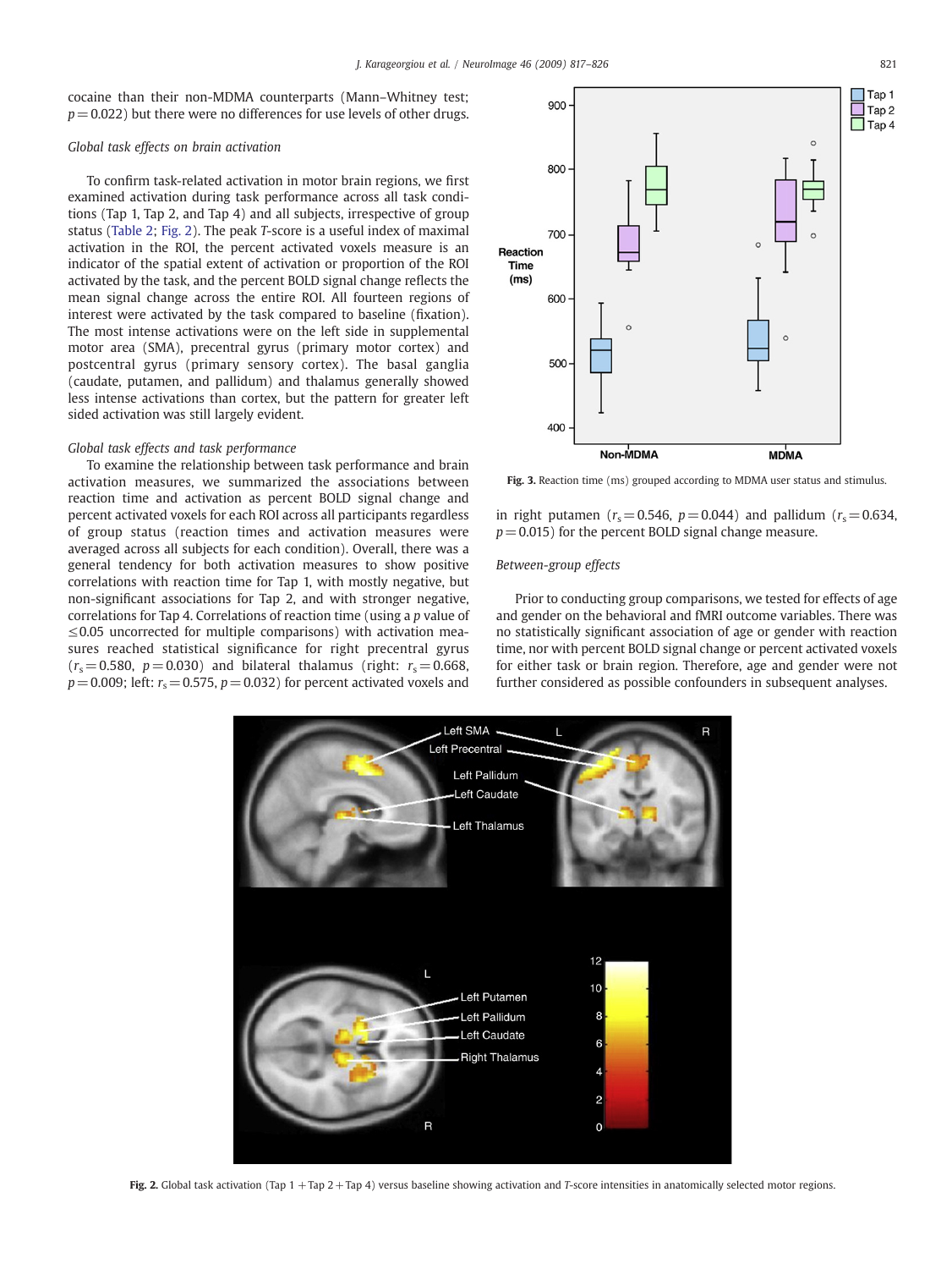cocaine than their non-MDMA counterparts (Mann–Whitney test; $p = 0.022$) but there were no differences for use levels of other drugs.

### *Global task effects on brain activation*

To confirm task-related activation in motor brain regions, we first examined activation during task performance across all task conditions (Tap 1, Tap 2, and Tap 4) and all subjects, irrespective of group status (Table 2; Fig. 2). The peak *T*-score is a useful index of maximal activation in the ROI, the percent activated voxels measure is an indicator of the spatial extent of activation or proportion of the ROI activated by the task, and the percent BOLD signal change reflects the mean signal change across the entire ROI. All fourteen regions of interest were activated by the task compared to baseline (fixation). The most intense activations were on the left side in supplemental motor area (SMA), precentral gyrus (primary motor cortex) and postcentral gyrus (primary sensory cortex). The basal ganglia (caudate, putamen, and pallidum) and thalamus generally showed less intense activations than cortex, but the pattern for greater left sided activation was still largely evident.

### *Global task effects and task performance*

To examine the relationship between task performance and brain activation measures, we summarized the associations between reaction time and activation as percent BOLD signal change and percent activated voxels for each ROI across all participants regardless of group status (reaction times and activation measures were averaged across all subjects for each condition). Overall, there was a general tendency for both activation measures to show positive correlations with reaction time for Tap 1, with mostly negative, but non-significant associations for Tap 2, and with stronger negative, correlations for Tap 4. Correlations of reaction time (using a *p* value of $\leq 0.05$ uncorrected for multiple comparisons) with activation measures reached statistical significance for right precentral gyrus ($r_s = 0.580$, $p = 0.030$) and bilateral thalamus (right: $r_s = 0.668$, $p = 0.009$; left: $r_s = 0.575$, $p = 0.032$) for percent activated voxels and in right putamen ($r_s = 0.546$, $p = 0.044$) and pallidum ($r_s = 0.634$, $p = 0.015$) for the percent BOLD signal change measure.

**Fig. 3.** Reaction time (ms) grouped according to MDMA user status and stimulus.

### *Between-group effects*

Prior to conducting group comparisons, we tested for effects of age and gender on the behavioral and fMRI outcome variables. There was no statistically significant association of age or gender with reaction time, nor with percent BOLD signal change or percent activated voxels for either task or brain region. Therefore, age and gender were not further considered as possible confounders in subsequent analyses.

**Fig. 2.** Global task activation (Tap 1 + Tap 2 + Tap 4) versus baseline showing activation and *T*-score intensities in anatomically selected motor regions.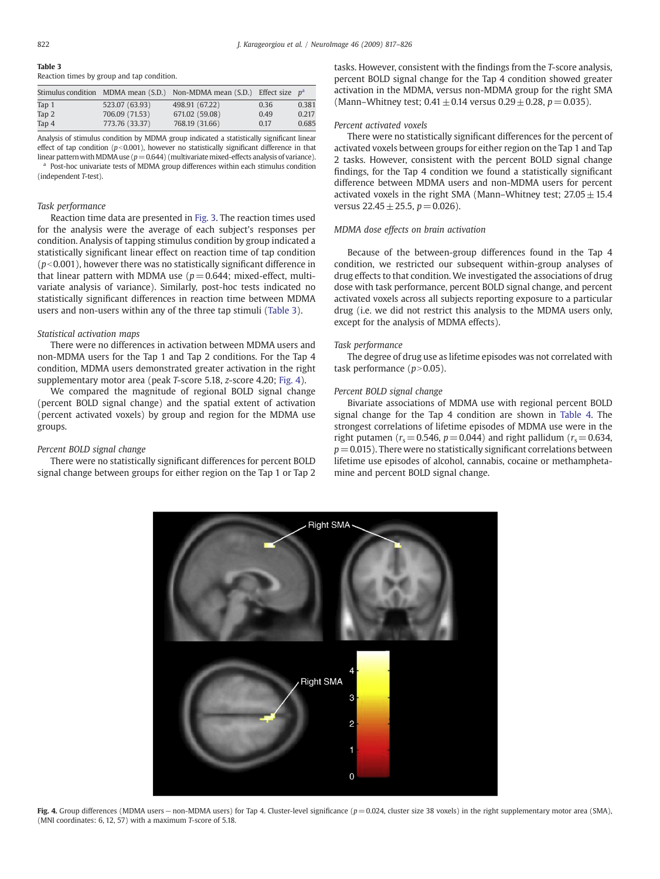**Table 3**
Reaction times by group and tap condition.

| Stimulus condition | MDMA mean (S.D.) | Non-MDMA mean (S.D.) | Effect size | $p$[a] |
|---|---|---|---|---|
| Tap 1 | 523.07 (63.93) | 498.91 (67.22) | 0.36 | 0.381 |
| Tap 2 | 706.09 (71.53) | 671.02 (59.08) | 0.49 | 0.217 |
| Tap 4 | 773.76 (33.37) | 768.19 (31.66) | 0.17 | 0.685 |

Analysis of stimulus condition by MDMA group indicated a statistically significant linear effect of tap condition ($p<0.001$), however no statistically significant difference in that linear pattern with MDMA use ($p=0.644$) (multivariate mixed-effects analysis of variance).
[a] Post-hoc univariate tests of MDMA group differences within each stimulus condition (independent *T*-test).

*Task performance*

Reaction time data are presented in Fig. 3. The reaction times used for the analysis were the average of each subject's responses per condition. Analysis of tapping stimulus condition by group indicated a statistically significant linear effect on reaction time of tap condition ($p<0.001$), however there was no statistically significant difference in that linear pattern with MDMA use ($p=0.644$; mixed-effect, multivariate analysis of variance). Similarly, post-hoc tests indicated no statistically significant differences in reaction time between MDMA users and non-users within any of the three tap stimuli (Table 3).

*Statistical activation maps*

There were no differences in activation between MDMA users and non-MDMA users for the Tap 1 and Tap 2 conditions. For the Tap 4 condition, MDMA users demonstrated greater activation in the right supplementary motor area (peak *T*-score 5.18, *z*-score 4.20; Fig. 4).

We compared the magnitude of regional BOLD signal change (percent BOLD signal change) and the spatial extent of activation (percent activated voxels) by group and region for the MDMA use groups.

*Percent BOLD signal change*

There were no statistically significant differences for percent BOLD signal change between groups for either region on the Tap 1 or Tap 2 tasks. However, consistent with the findings from the *T*-score analysis, percent BOLD signal change for the Tap 4 condition showed greater activation in the MDMA, versus non-MDMA group for the right SMA (Mann–Whitney test; $0.41 \pm 0.14$ versus $0.29 \pm 0.28$, $p=0.035$).

*Percent activated voxels*

There were no statistically significant differences for the percent of activated voxels between groups for either region on the Tap 1 and Tap 2 tasks. However, consistent with the percent BOLD signal change findings, for the Tap 4 condition we found a statistically significant difference between MDMA users and non-MDMA users for percent activated voxels in the right SMA (Mann–Whitney test; $27.05 \pm 15.4$ versus $22.45 \pm 25.5$, $p=0.026$).

*MDMA dose effects on brain activation*

Because of the between-group differences found in the Tap 4 condition, we restricted our subsequent within-group analyses of drug effects to that condition. We investigated the associations of drug dose with task performance, percent BOLD signal change, and percent activated voxels across all subjects reporting exposure to a particular drug (i.e. we did not restrict this analysis to the MDMA users only, except for the analysis of MDMA effects).

*Task performance*

The degree of drug use as lifetime episodes was not correlated with task performance ($p>0.05$).

*Percent BOLD signal change*

Bivariate associations of MDMA use with regional percent BOLD signal change for the Tap 4 condition are shown in Table 4. The strongest correlations of lifetime episodes of MDMA use were in the right putamen ($r_s=0.546$, $p=0.044$) and right pallidum ($r_s=0.634$, $p=0.015$). There were no statistically significant correlations between lifetime use episodes of alcohol, cannabis, cocaine or methamphetamine and percent BOLD signal change.

**Fig. 4.** Group differences (MDMA users − non-MDMA users) for Tap 4. Cluster-level significance ($p=0.024$, cluster size 38 voxels) in the right supplementary motor area (SMA), (MNI coordinates: 6, 12, 57) with a maximum *T*-score of 5.18.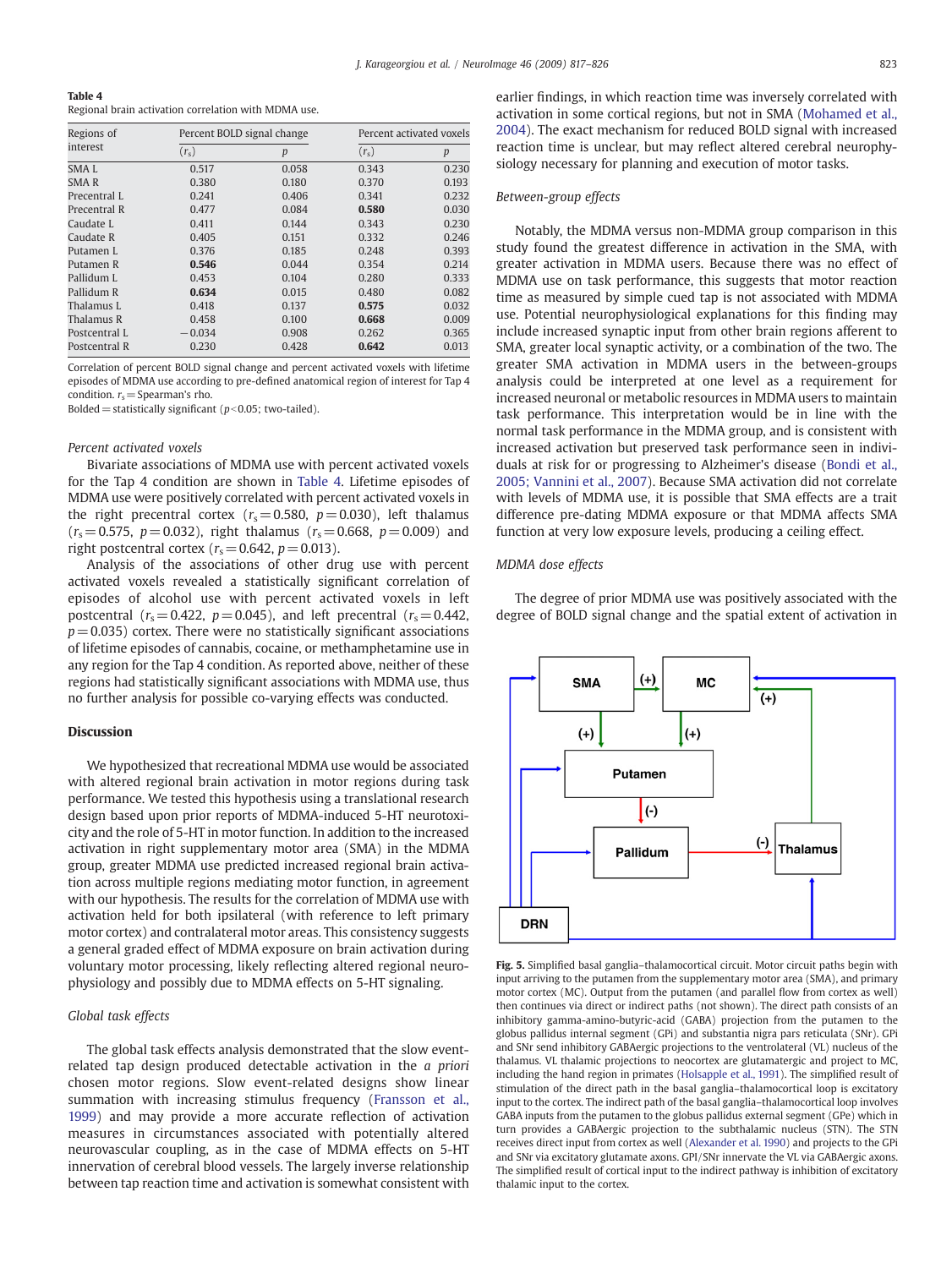**Table 4**
Regional brain activation correlation with MDMA use.

| Regions of interest | Percent BOLD signal change | | Percent activated voxels | |
|---|---|---|---|---|
| | $(r_s)$ | $p$ | $(r_s)$ | $p$ |
| SMA L | 0.517 | 0.058 | 0.343 | 0.230 |
| SMA R | 0.380 | 0.180 | 0.370 | 0.193 |
| Precentral L | 0.241 | 0.406 | 0.341 | 0.232 |
| Precentral R | 0.477 | 0.084 | **0.580** | 0.030 |
| Caudate L | 0.411 | 0.144 | 0.343 | 0.230 |
| Caudate R | 0.405 | 0.151 | 0.332 | 0.246 |
| Putamen L | 0.376 | 0.185 | 0.248 | 0.393 |
| Putamen R | **0.546** | 0.044 | 0.354 | 0.214 |
| Pallidum L | 0.453 | 0.104 | 0.280 | 0.333 |
| Pallidum R | **0.634** | 0.015 | 0.480 | 0.082 |
| Thalamus L | 0.418 | 0.137 | **0.575** | 0.032 |
| Thalamus R | 0.458 | 0.100 | **0.668** | 0.009 |
| Postcentral L | −0.034 | 0.908 | 0.262 | 0.365 |
| Postcentral R | 0.230 | 0.428 | **0.642** | 0.013 |

Correlation of percent BOLD signal change and percent activated voxels with lifetime episodes of MDMA use according to pre-defined anatomical region of interest for Tap 4 condition. $r_s$ = Spearman's rho.
Bolded = statistically significant ($p<0.05$; two-tailed).

*Percent activated voxels*

Bivariate associations of MDMA use with percent activated voxels for the Tap 4 condition are shown in Table 4. Lifetime episodes of MDMA use were positively correlated with percent activated voxels in the right precentral cortex ($r_s=0.580$, $p=0.030$), left thalamus ($r_s=0.575$, $p=0.032$), right thalamus ($r_s=0.668$, $p=0.009$) and right postcentral cortex ($r_s=0.642$, $p=0.013$).

Analysis of the associations of other drug use with percent activated voxels revealed a statistically significant correlation of episodes of alcohol use with percent activated voxels in left postcentral ($r_s=0.422$, $p=0.045$), and left precentral ($r_s=0.442$, $p=0.035$) cortex. There were no statistically significant associations of lifetime episodes of cannabis, cocaine, or methamphetamine use in any region for the Tap 4 condition. As reported above, neither of these regions had statistically significant associations with MDMA use, thus no further analysis for possible co-varying effects was conducted.

## Discussion

We hypothesized that recreational MDMA use would be associated with altered regional brain activation in motor regions during task performance. We tested this hypothesis using a translational research design based upon prior reports of MDMA-induced 5-HT neurotoxicity and the role of 5-HT in motor function. In addition to the increased activation in right supplementary motor area (SMA) in the MDMA group, greater MDMA use predicted increased regional brain activation across multiple regions mediating motor function, in agreement with our hypothesis. The results for the correlation of MDMA use with activation held for both ipsilateral (with reference to left primary motor cortex) and contralateral motor areas. This consistency suggests a general graded effect of MDMA exposure on brain activation during voluntary motor processing, likely reflecting altered regional neurophysiology and possibly due to MDMA effects on 5-HT signaling.

*Global task effects*

The global task effects analysis demonstrated that the slow event-related tap design produced detectable activation in the *a priori* chosen motor regions. Slow event-related designs show linear summation with increasing stimulus frequency (Fransson et al., 1999) and may provide a more accurate reflection of activation measures in circumstances associated with potentially altered neurovascular coupling, as in the case of MDMA effects on 5-HT innervation of cerebral blood vessels. The largely inverse relationship between tap reaction time and activation is somewhat consistent with earlier findings, in which reaction time was inversely correlated with activation in some cortical regions, but not in SMA (Mohamed et al., 2004). The exact mechanism for reduced BOLD signal with increased reaction time is unclear, but may reflect altered cerebral neurophysiology necessary for planning and execution of motor tasks.

*Between-group effects*

Notably, the MDMA versus non-MDMA group comparison in this study found the greatest difference in activation in the SMA, with greater activation in MDMA users. Because there was no effect of MDMA use on task performance, this suggests that motor reaction time as measured by simple cued tap is not associated with MDMA use. Potential neurophysiological explanations for this finding may include increased synaptic input from other brain regions afferent to SMA, greater local synaptic activity, or a combination of the two. The greater SMA activation in MDMA users in the between-groups analysis could be interpreted at one level as a requirement for increased neuronal or metabolic resources in MDMA users to maintain task performance. This interpretation would be in line with the normal task performance in the MDMA group, and is consistent with increased activation but preserved task performance seen in individuals at risk for or progressing to Alzheimer's disease (Bondi et al., 2005; Vannini et al., 2007). Because SMA activation did not correlate with levels of MDMA use, it is possible that SMA effects are a trait difference pre-dating MDMA exposure or that MDMA affects SMA function at very low exposure levels, producing a ceiling effect.

*MDMA dose effects*

The degree of prior MDMA use was positively associated with the degree of BOLD signal change and the spatial extent of activation in

**Fig. 5.** Simplified basal ganglia–thalamocortical circuit. Motor circuit paths begin with input arriving to the putamen from the supplementary motor area (SMA), and primary motor cortex (MC). Output from the putamen (and parallel flow from cortex as well) then continues via direct or indirect paths (not shown). The direct path consists of an inhibitory gamma-amino-butyric-acid (GABA) projection from the putamen to the globus pallidus internal segment (GPi) and substantia nigra pars reticulata (SNr). GPi and SNr send inhibitory GABAergic projections to the ventrolateral (VL) nucleus of the thalamus. VL thalamic projections to neocortex are glutamatergic and project to MC, including the hand region in primates (Holsapple et al., 1991). The simplified result of stimulation of the direct path in the basal ganglia–thalamocortical loop is excitatory input to the cortex. The indirect path of the basal ganglia–thalamocortical loop involves GABA inputs from the putamen to the globus pallidus external segment (GPe) which in turn provides a GABAergic projection to the subthalamic nucleus (STN). The STN receives direct input from cortex as well (Alexander et al. 1990) and projects to the GPi and SNr via excitatory glutamate axons. GPI/SNr innervate the VL via GABAergic axons. The simplified result of cortical input to the indirect pathway is inhibition of excitatory thalamic input to the cortex.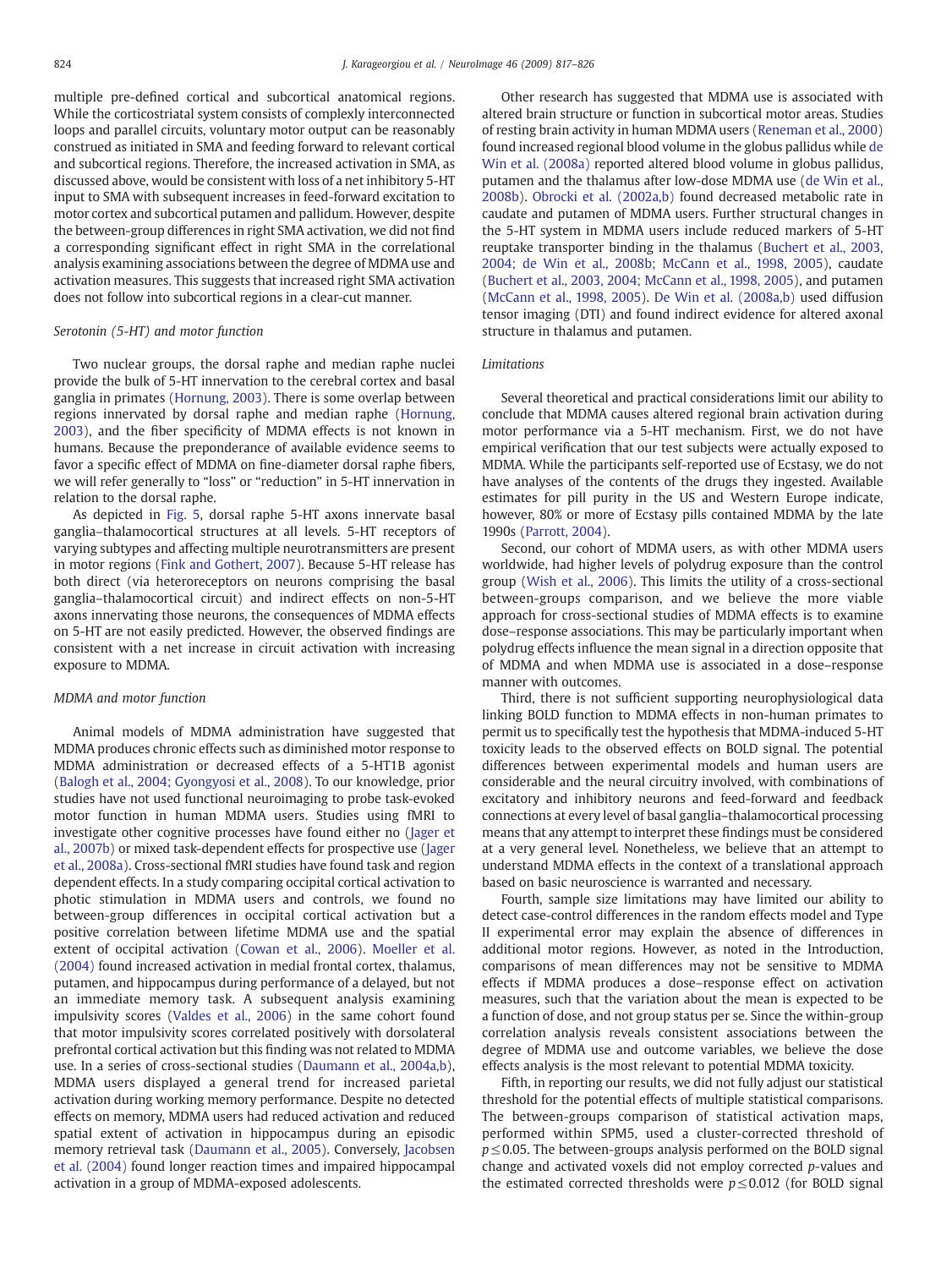multiple pre-defined cortical and subcortical anatomical regions. While the corticostriatal system consists of complexly interconnected loops and parallel circuits, voluntary motor output can be reasonably construed as initiated in SMA and feeding forward to relevant cortical and subcortical regions. Therefore, the increased activation in SMA, as discussed above, would be consistent with loss of a net inhibitory 5-HT input to SMA with subsequent increases in feed-forward excitation to motor cortex and subcortical putamen and pallidum. However, despite the between-group differences in right SMA activation, we did not find a corresponding significant effect in right SMA in the correlational analysis examining associations between the degree of MDMA use and activation measures. This suggests that increased right SMA activation does not follow into subcortical regions in a clear-cut manner.

### Serotonin (5-HT) and motor function

Two nuclear groups, the dorsal raphe and median raphe nuclei provide the bulk of 5-HT innervation to the cerebral cortex and basal ganglia in primates (Hornung, 2003). There is some overlap between regions innervated by dorsal raphe and median raphe (Hornung, 2003), and the fiber specificity of MDMA effects is not known in humans. Because the preponderance of available evidence seems to favor a specific effect of MDMA on fine-diameter dorsal raphe fibers, we will refer generally to "loss" or "reduction" in 5-HT innervation in relation to the dorsal raphe.

As depicted in Fig. 5, dorsal raphe 5-HT axons innervate basal ganglia–thalamocortical structures at all levels. 5-HT receptors of varying subtypes and affecting multiple neurotransmitters are present in motor regions (Fink and Gothert, 2007). Because 5-HT release has both direct (via heteroreceptors on neurons comprising the basal ganglia–thalamocortical circuit) and indirect effects on non-5-HT axons innervating those neurons, the consequences of MDMA effects on 5-HT are not easily predicted. However, the observed findings are consistent with a net increase in circuit activation with increasing exposure to MDMA.

### MDMA and motor function

Animal models of MDMA administration have suggested that MDMA produces chronic effects such as diminished motor response to MDMA administration or decreased effects of a 5-HT1B agonist (Balogh et al., 2004; Gyongyosi et al., 2008). To our knowledge, prior studies have not used functional neuroimaging to probe task-evoked motor function in human MDMA users. Studies using fMRI to investigate other cognitive processes have found either no (Jager et al., 2007b) or mixed task-dependent effects for prospective use (Jager et al., 2008a). Cross-sectional fMRI studies have found task and region dependent effects. In a study comparing occipital cortical activation to photic stimulation in MDMA users and controls, we found no between-group differences in occipital cortical activation but a positive correlation between lifetime MDMA use and the spatial extent of occipital activation (Cowan et al., 2006). Moeller et al. (2004) found increased activation in medial frontal cortex, thalamus, putamen, and hippocampus during performance of a delayed, but not an immediate memory task. A subsequent analysis examining impulsivity scores (Valdes et al., 2006) in the same cohort found that motor impulsivity scores correlated positively with dorsolateral prefrontal cortical activation but this finding was not related to MDMA use. In a series of cross-sectional studies (Daumann et al., 2004a,b), MDMA users displayed a general trend for increased parietal activation during working memory performance. Despite no detected effects on memory, MDMA users had reduced activation and reduced spatial extent of activation in hippocampus during an episodic memory retrieval task (Daumann et al., 2005). Conversely, Jacobsen et al. (2004) found longer reaction times and impaired hippocampal activation in a group of MDMA-exposed adolescents.

Other research has suggested that MDMA use is associated with altered brain structure or function in subcortical motor areas. Studies of resting brain activity in human MDMA users (Reneman et al., 2000) found increased regional blood volume in the globus pallidus while de Win et al. (2008a) reported altered blood volume in globus pallidus, putamen and the thalamus after low-dose MDMA use (de Win et al., 2008b). Obrocki et al. (2002a,b) found decreased metabolic rate in caudate and putamen of MDMA users. Further structural changes in the 5-HT system in MDMA users include reduced markers of 5-HT reuptake transporter binding in the thalamus (Buchert et al., 2003, 2004; de Win et al., 2008b; McCann et al., 1998, 2005), caudate (Buchert et al., 2003, 2004; McCann et al., 1998, 2005), and putamen (McCann et al., 1998, 2005). De Win et al. (2008a,b) used diffusion tensor imaging (DTI) and found indirect evidence for altered axonal structure in thalamus and putamen.

### Limitations

Several theoretical and practical considerations limit our ability to conclude that MDMA causes altered regional brain activation during motor performance via a 5-HT mechanism. First, we do not have empirical verification that our test subjects were actually exposed to MDMA. While the participants self-reported use of Ecstasy, we do not have analyses of the contents of the drugs they ingested. Available estimates for pill purity in the US and Western Europe indicate, however, 80% or more of Ecstasy pills contained MDMA by the late 1990s (Parrott, 2004).

Second, our cohort of MDMA users, as with other MDMA users worldwide, had higher levels of polydrug exposure than the control group (Wish et al., 2006). This limits the utility of a cross-sectional between-groups comparison, and we believe the more viable approach for cross-sectional studies of MDMA effects is to examine dose–response associations. This may be particularly important when polydrug effects influence the mean signal in a direction opposite that of MDMA and when MDMA use is associated in a dose–response manner with outcomes.

Third, there is not sufficient supporting neurophysiological data linking BOLD function to MDMA effects in non-human primates to permit us to specifically test the hypothesis that MDMA-induced 5-HT toxicity leads to the observed effects on BOLD signal. The potential differences between experimental models and human users are considerable and the neural circuitry involved, with combinations of excitatory and inhibitory neurons and feed-forward and feedback connections at every level of basal ganglia–thalamocortical processing means that any attempt to interpret these findings must be considered at a very general level. Nonetheless, we believe that an attempt to understand MDMA effects in the context of a translational approach based on basic neuroscience is warranted and necessary.

Fourth, sample size limitations may have limited our ability to detect case-control differences in the random effects model and Type II experimental error may explain the absence of differences in additional motor regions. However, as noted in the Introduction, comparisons of mean differences may not be sensitive to MDMA effects if MDMA produces a dose–response effect on activation measures, such that the variation about the mean is expected to be a function of dose, and not group status per se. Since the within-group correlation analysis reveals consistent associations between the degree of MDMA use and outcome variables, we believe the dose effects analysis is the most relevant to potential MDMA toxicity.

Fifth, in reporting our results, we did not fully adjust our statistical threshold for the potential effects of multiple statistical comparisons. The between-groups comparison of statistical activation maps, performed within SPM5, used a cluster-corrected threshold of $p \leq 0.05$. The between-groups analysis performed on the BOLD signal change and activated voxels did not employ corrected *p*-values and the estimated corrected thresholds were $p \leq 0.012$ (for BOLD signal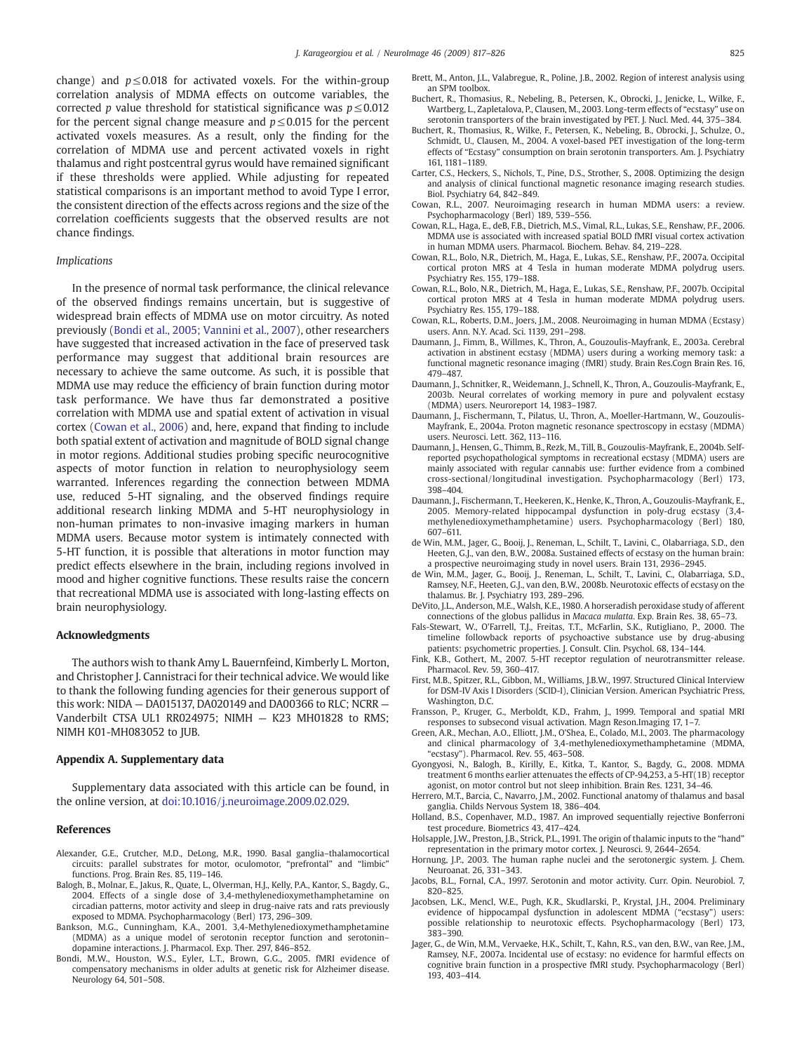change) and $p \leq 0.018$ for activated voxels. For the within-group correlation analysis of MDMA effects on outcome variables, the corrected $p$ value threshold for statistical significance was $p \leq 0.012$ for the percent signal change measure and $p \leq 0.015$ for the percent activated voxels measures. As a result, only the finding for the correlation of MDMA use and percent activated voxels in right thalamus and right postcentral gyrus would have remained significant if these thresholds were applied. While adjusting for repeated statistical comparisons is an important method to avoid Type I error, the consistent direction of the effects across regions and the size of the correlation coefficients suggests that the observed results are not chance findings.

### Implications

In the presence of normal task performance, the clinical relevance of the observed findings remains uncertain, but is suggestive of widespread brain effects of MDMA use on motor circuitry. As noted previously (Bondi et al., 2005; Vannini et al., 2007), other researchers have suggested that increased activation in the face of preserved task performance may suggest that additional brain resources are necessary to achieve the same outcome. As such, it is possible that MDMA use may reduce the efficiency of brain function during motor task performance. We have thus far demonstrated a positive correlation with MDMA use and spatial extent of activation in visual cortex (Cowan et al., 2006) and, here, expand that finding to include both spatial extent of activation and magnitude of BOLD signal change in motor regions. Additional studies probing specific neurocognitive aspects of motor function in relation to neurophysiology seem warranted. Inferences regarding the connection between MDMA use, reduced 5-HT signaling, and the observed findings require additional research linking MDMA and 5-HT neurophysiology in non-human primates to non-invasive imaging markers in human MDMA users. Because motor system is intimately connected with 5-HT function, it is possible that alterations in motor function may predict effects elsewhere in the brain, including regions involved in mood and higher cognitive functions. These results raise the concern that recreational MDMA use is associated with long-lasting effects on brain neurophysiology.

## Acknowledgments

The authors wish to thank Amy L. Bauernfeind, Kimberly L. Morton, and Christopher J. Cannistraci for their technical advice. We would like to thank the following funding agencies for their generous support of this work: NIDA — DA015137, DA020149 and DA00366 to RLC; NCRR — Vanderbilt CTSA UL1 RR024975; NIMH — K23 MH01828 to RMS; NIMH K01-MH083052 to JUB.

## Appendix A. Supplementary data

Supplementary data associated with this article can be found, in the online version, at doi:10.1016/j.neuroimage.2009.02.029.

## References

Alexander, G.E., Crutcher, M.D., DeLong, M.R., 1990. Basal ganglia–thalamocortical circuits: parallel substrates for motor, oculomotor, "prefrontal" and "limbic" functions. Prog. Brain Res. 85, 119–146.

Balogh, B., Molnar, E., Jakus, R., Quate, L., Olverman, H.J., Kelly, P.A., Kantor, S., Bagdy, G., 2004. Effects of a single dose of 3,4-methylenedioxymethamphetamine on circadian patterns, motor activity and sleep in drug-naive rats and rats previously exposed to MDMA. Psychopharmacology (Berl) 173, 296–309.

Bankson, M.G., Cunningham, K.A., 2001. 3,4-Methylenedioxymethamphetamine (MDMA) as a unique model of serotonin receptor function and serotonin–dopamine interactions. J. Pharmacol. Exp. Ther. 297, 846–852.

Bondi, M.W., Houston, W.S., Eyler, L.T., Brown, G.G., 2005. fMRI evidence of compensatory mechanisms in older adults at genetic risk for Alzheimer disease. Neurology 64, 501–508.

Brett, M., Anton, J.L., Valabregue, R., Poline, J.B., 2002. Region of interest analysis using an SPM toolbox.

Buchert, R., Thomasius, R., Nebeling, B., Petersen, K., Obrocki, J., Jenicke, L., Wilke, F., Wartberg, L., Zapletalova, P., Clausen, M., 2003. Long-term effects of "ecstasy" use on serotonin transporters of the brain investigated by PET. J. Nucl. Med. 44, 375–384.

Buchert, R., Thomasius, R., Wilke, F., Petersen, K., Nebeling, B., Obrocki, J., Schulze, O., Schmidt, U., Clausen, M., 2004. A voxel-based PET investigation of the long-term effects of "Ecstasy" consumption on brain serotonin transporters. Am. J. Psychiatry 161, 1181–1189.

Carter, C.S., Heckers, S., Nichols, T., Pine, D.S., Strother, S., 2008. Optimizing the design and analysis of clinical functional magnetic resonance imaging research studies. Biol. Psychiatry 64, 842–849.

Cowan, R.L., 2007. Neuroimaging research in human MDMA users: a review. Psychopharmacology (Berl) 189, 539–556.

Cowan, R.L., Haga, E., deB, F.B., Dietrich, M.S., Vimal, R.L., Lukas, S.E., Renshaw, P.F., 2006. MDMA use is associated with increased spatial BOLD fMRI visual cortex activation in human MDMA users. Pharmacol. Biochem. Behav. 84, 219–228.

Cowan, R.L., Bolo, N.R., Dietrich, M., Haga, E., Lukas, S.E., Renshaw, P.F., 2007a. Occipital cortical proton MRS at 4 Tesla in human moderate MDMA polydrug users. Psychiatry Res. 155, 179–188.

Cowan, R.L., Bolo, N.R., Dietrich, M., Haga, E., Lukas, S.E., Renshaw, P.F., 2007b. Occipital cortical proton MRS at 4 Tesla in human moderate MDMA polydrug users. Psychiatry Res. 155, 179–188.

Cowan, R.L., Roberts, D.M., Joers, J.M., 2008. Neuroimaging in human MDMA (Ecstasy) users. Ann. N.Y. Acad. Sci. 1139, 291–298.

Daumann, J., Fimm, B., Willmes, K., Thron, A., Gouzoulis-Mayfrank, E., 2003a. Cerebral activation in abstinent ecstasy (MDMA) users during a working memory task: a functional magnetic resonance imaging (fMRI) study. Brain Res.Cogn Brain Res. 16, 479–487.

Daumann, J., Schnitker, R., Weidemann, J., Schnell, K., Thron, A., Gouzoulis-Mayfrank, E., 2003b. Neural correlates of working memory in pure and polyvalent ecstasy (MDMA) users. Neuroreport 14, 1983–1987.

Daumann, J., Fischermann, T., Pilatus, U., Thron, A., Moeller-Hartmann, W., Gouzoulis-Mayfrank, E., 2004a. Proton magnetic resonance spectroscopy in ecstasy (MDMA) users. Neurosci. Lett. 362, 113–116.

Daumann, J., Hensen, G., Thimm, B., Rezk, M., Till, B., Gouzoulis-Mayfrank, E., 2004b. Self-reported psychopathological symptoms in recreational ecstasy (MDMA) users are mainly associated with regular cannabis use: further evidence from a combined cross-sectional/longitudinal investigation. Psychopharmacology (Berl) 173, 398–404.

Daumann, J., Fischermann, T., Heekeren, K., Henke, K., Thron, A., Gouzoulis-Mayfrank, E., 2005. Memory-related hippocampal dysfunction in poly-drug ecstasy (3,4-methylenedioxymethamphetamine) users. Psychopharmacology (Berl) 180, 607–611.

de Win, M.M., Jager, G., Booij, J., Reneman, L., Schilt, T., Lavini, C., Olabarriaga, S.D., den Heeten, G.J., van den, B.W., 2008a. Sustained effects of ecstasy on the human brain: a prospective neuroimaging study in novel users. Brain 131, 2936–2945.

de Win, M.M., Jager, G., Booij, J., Reneman, L., Schilt, T., Lavini, C., Olabarriaga, S.D., Ramsey, N.F., Heeten, G.J., van den, B.W., 2008b. Neurotoxic effects of ecstasy on the thalamus. Br. J. Psychiatry 193, 289–296.

DeVito, J.L., Anderson, M.E., Walsh, K.E., 1980. A horseradish peroxidase study of afferent connections of the globus pallidus in *Macaca mulatta*. Exp. Brain Res. 38, 65–73.

Fals-Stewart, W., O'Farrell, T.J., Freitas, T.T., McFarlin, S.K., Rutigliano, P., 2000. The timeline followback reports of psychoactive substance use by drug-abusing patients: psychometric properties. J. Consult. Clin. Psychol. 68, 134–144.

Fink, K.B., Gothert, M., 2007. 5-HT receptor regulation of neurotransmitter release. Pharmacol. Rev. 59, 360–417.

First, M.B., Spitzer, R.L., Gibbon, M., Williams, J.B.W., 1997. Structured Clinical Interview for DSM-IV Axis I Disorders (SCID-I), Clinician Version. American Psychiatric Press, Washington, D.C.

Fransson, P., Kruger, G., Merboldt, K.D., Frahm, J., 1999. Temporal and spatial MRI responses to subsecond visual activation. Magn Reson.Imaging 17, 1–7.

Green, A.R., Mechan, A.O., Elliott, J.M., O'Shea, E., Colado, M.I., 2003. The pharmacology and clinical pharmacology of 3,4-methylenedioxymethamphetamine (MDMA, "ecstasy"). Pharmacol. Rev. 55, 463–508.

Gyongyosi, N., Balogh, B., Kirilly, E., Kitka, T., Kantor, S., Bagdy, G., 2008. MDMA treatment 6 months earlier attenuates the effects of CP-94,253, a 5-HT(1B) receptor agonist, on motor control but not sleep inhibition. Brain Res. 1231, 34–46.

Herrero, M.T., Barcia, C., Navarro, J.M., 2002. Functional anatomy of thalamus and basal ganglia. Childs Nervous System 18, 386–404.

Holland, B.S., Copenhaver, M.D., 1987. An improved sequentially rejective Bonferroni test procedure. Biometrics 43, 417–424.

Holsapple, J.W., Preston, J.B., Strick, P.L., 1991. The origin of thalamic inputs to the "hand" representation in the primary motor cortex. J. Neurosci. 9, 2644–2654.

Hornung, J.P., 2003. The human raphe nuclei and the serotonergic system. J. Chem. Neuroanat. 26, 331–343.

Jacobs, B.L., Fornal, C.A., 1997. Serotonin and motor activity. Curr. Opin. Neurobiol. 7, 820–825.

Jacobsen, L.K., Mencl, W.E., Pugh, K.R., Skudlarski, P., Krystal, J.H., 2004. Preliminary evidence of hippocampal dysfunction in adolescent MDMA ("ecstasy") users: possible relationship to neurotoxic effects. Psychopharmacology (Berl) 173, 383–390.

Jager, G., de Win, M.M., Vervaeke, H.K., Schilt, T., Kahn, R.S., van den, B.W., van Ree, J.M., Ramsey, N.F., 2007a. Incidental use of ecstasy: no evidence for harmful effects on cognitive brain function in a prospective fMRI study. Psychopharmacology (Berl) 193, 403–414.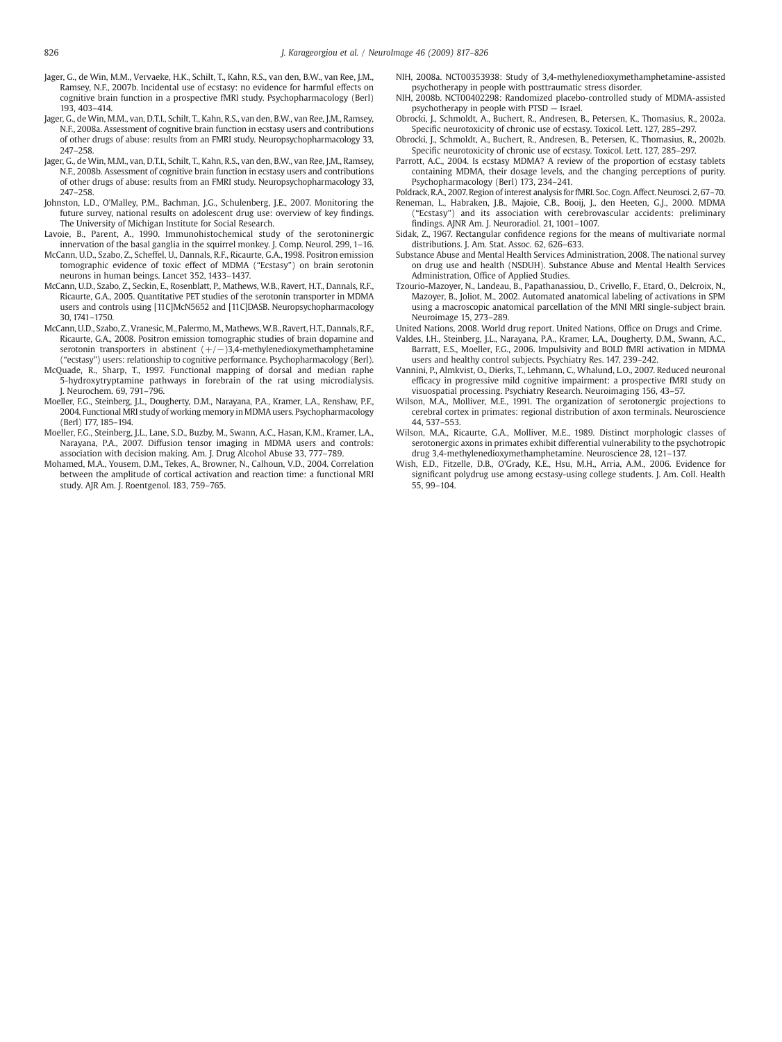Jager, G., de Win, M.M., Vervaeke, H.K., Schilt, T., Kahn, R.S., van den, B.W., van Ree, J.M., Ramsey, N.F., 2007b. Incidental use of ecstasy: no evidence for harmful effects on cognitive brain function in a prospective fMRI study. Psychopharmacology (Berl) 193, 403–414.

Jager, G., de Win, M.M., van, D.T.I., Schilt, T., Kahn, R.S., van den, B.W., van Ree, J.M., Ramsey, N.F., 2008a. Assessment of cognitive brain function in ecstasy users and contributions of other drugs of abuse: results from an FMRI study. Neuropsychopharmacology 33, 247–258.

Jager, G., de Win, M.M., van, D.T.I., Schilt, T., Kahn, R.S., van den, B.W., van Ree, J.M., Ramsey, N.F., 2008b. Assessment of cognitive brain function in ecstasy users and contributions of other drugs of abuse: results from an FMRI study. Neuropsychopharmacology 33, 247–258.

Johnston, L.D., O'Malley, P.M., Bachman, J.G., Schulenberg, J.E., 2007. Monitoring the future survey, national results on adolescent drug use: overview of key findings. The University of Michigan Institute for Social Research.

Lavoie, B., Parent, A., 1990. Immunohistochemical study of the serotoninergic innervation of the basal ganglia in the squirrel monkey. J. Comp. Neurol. 299, 1–16.

McCann, U.D., Szabo, Z., Scheffel, U., Dannals, R.F., Ricaurte, G.A., 1998. Positron emission tomographic evidence of toxic effect of MDMA ("Ecstasy") on brain serotonin neurons in human beings. Lancet 352, 1433–1437.

McCann, U.D., Szabo, Z., Seckin, E., Rosenblatt, P., Mathews, W.B., Ravert, H.T., Dannals, R.F., Ricaurte, G.A., 2005. Quantitative PET studies of the serotonin transporter in MDMA users and controls using [11C]McN5652 and [11C]DASB. Neuropsychopharmacology 30, 1741–1750.

McCann, U.D., Szabo, Z., Vranesic, M., Palermo, M., Mathews, W.B., Ravert, H.T., Dannals, R.F., Ricaurte, G.A., 2008. Positron emission tomographic studies of brain dopamine and serotonin transporters in abstinent (+/−)3,4-methylenedioxymethamphetamine ("ecstasy") users: relationship to cognitive performance. Psychopharmacology (Berl).

McQuade, R., Sharp, T., 1997. Functional mapping of dorsal and median raphe 5-hydroxytryptamine pathways in forebrain of the rat using microdialysis. J. Neurochem. 69, 791–796.

Moeller, F.G., Steinberg, J.L., Dougherty, D.M., Narayana, P.A., Kramer, L.A., Renshaw, P.F., 2004. Functional MRI study of working memory in MDMA users. Psychopharmacology (Berl) 177, 185–194.

Moeller, F.G., Steinberg, J.L., Lane, S.D., Buzby, M., Swann, A.C., Hasan, K.M., Kramer, L.A., Narayana, P.A., 2007. Diffusion tensor imaging in MDMA users and controls: association with decision making. Am. J. Drug Alcohol Abuse 33, 777–789.

Mohamed, M.A., Yousem, D.M., Tekes, A., Browner, N., Calhoun, V.D., 2004. Correlation between the amplitude of cortical activation and reaction time: a functional MRI study. AJR Am. J. Roentgenol. 183, 759–765.

NIH, 2008a. NCT00353938: Study of 3,4-methylenedioxymethamphetamine-assisted psychotherapy in people with posttraumatic stress disorder.

NIH, 2008b. NCT00402298: Randomized placebo-controlled study of MDMA-assisted psychotherapy in people with PTSD — Israel.

Obrocki, J., Schmoldt, A., Buchert, R., Andresen, B., Petersen, K., Thomasius, R., 2002a. Specific neurotoxicity of chronic use of ecstasy. Toxicol. Lett. 127, 285–297.

Obrocki, J., Schmoldt, A., Buchert, R., Andresen, B., Petersen, K., Thomasius, R., 2002b. Specific neurotoxicity of chronic use of ecstasy. Toxicol. Lett. 127, 285–297.

Parrott, A.C., 2004. Is ecstasy MDMA? A review of the proportion of ecstasy tablets containing MDMA, their dosage levels, and the changing perceptions of purity. Psychopharmacology (Berl) 173, 234–241.

Poldrack, R.A., 2007. Region of interest analysis for fMRI. Soc. Cogn. Affect. Neurosci. 2, 67–70.

Reneman, L., Habraken, J.B., Majoie, C.B., Booij, J., den Heeten, G.J., 2000. MDMA ("Ecstasy") and its association with cerebrovascular accidents: preliminary findings. AJNR Am. J. Neuroradiol. 21, 1001–1007.

Sidak, Z., 1967. Rectangular confidence regions for the means of multivariate normal distributions. J. Am. Stat. Assoc. 62, 626–633.

Substance Abuse and Mental Health Services Administration, 2008. The national survey on drug use and health (NSDUH). Substance Abuse and Mental Health Services Administration, Office of Applied Studies.

Tzourio-Mazoyer, N., Landeau, B., Papathanassiou, D., Crivello, F., Etard, O., Delcroix, N., Mazoyer, B., Joliot, M., 2002. Automated anatomical labeling of activations in SPM using a macroscopic anatomical parcellation of the MNI MRI single-subject brain. Neuroimage 15, 273–289.

United Nations, 2008. World drug report. United Nations, Office on Drugs and Crime.

Valdes, I.H., Steinberg, J.L., Narayana, P.A., Kramer, L.A., Dougherty, D.M., Swann, A.C., Barratt, E.S., Moeller, F.G., 2006. Impulsivity and BOLD fMRI activation in MDMA users and healthy control subjects. Psychiatry Res. 147, 239–242.

Vannini, P., Almkvist, O., Dierks, T., Lehmann, C., Whalund, L.O., 2007. Reduced neuronal efficacy in progressive mild cognitive impairment: a prospective fMRI study on visuospatial processing. Psychiatry Research. Neuroimaging 156, 43–57.

Wilson, M.A., Molliver, M.E., 1991. The organization of serotonergic projections to cerebral cortex in primates: regional distribution of axon terminals. Neuroscience 44, 537–553.

Wilson, M.A., Ricaurte, G.A., Molliver, M.E., 1989. Distinct morphologic classes of serotonergic axons in primates exhibit differential vulnerability to the psychotropic drug 3,4-methylenedioxymethamphetamine. Neuroscience 28, 121–137.

Wish, E.D., Fitzelle, D.B., O'Grady, K.E., Hsu, M.H., Arria, A.M., 2006. Evidence for significant polydrug use among ecstasy-using college students. J. Am. Coll. Health 55, 99–104.